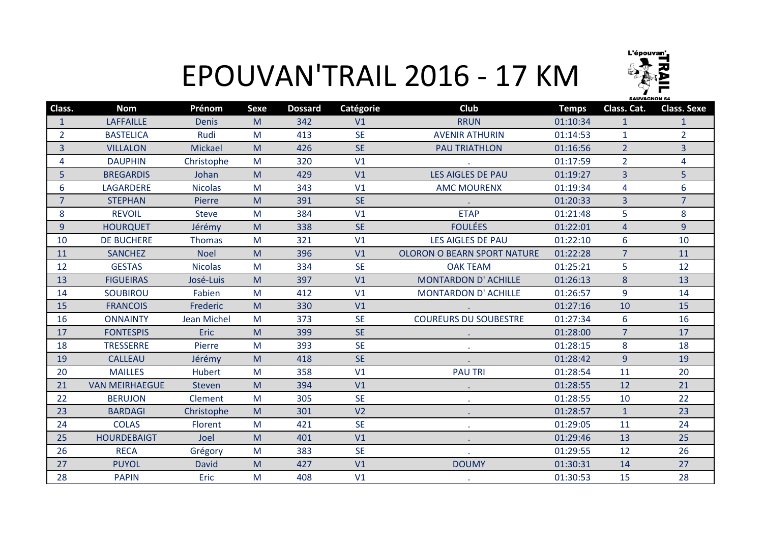# EPOUVAN'TRAIL 2016 - 17 KM

| Class. | Nom | Prénom | Sexe | Dossard | Catégorie | Club | Temps | Class. Cat. | Class. Sexe |
|---|---|---|---|---|---|---|---|---|---|
| 1 | LAFFAILLE | Denis | M | 342 | V1 | RRUN | 01:10:34 | 1 | 1 |
| 2 | BASTELICA | Rudi | M | 413 | SE | AVENIR ATHURIN | 01:14:53 | 1 | 2 |
| 3 | VILLALON | Mickael | M | 426 | SE | PAU TRIATHLON | 01:16:56 | 2 | 3 |
| 4 | DAUPHIN | Christophe | M | 320 | V1 | . | 01:17:59 | 2 | 4 |
| 5 | BREGARDIS | Johan | M | 429 | V1 | LES AIGLES DE PAU | 01:19:27 | 3 | 5 |
| 6 | LAGARDERE | Nicolas | M | 343 | V1 | AMC MOURENX | 01:19:34 | 4 | 6 |
| 7 | STEPHAN | Pierre | M | 391 | SE | . | 01:20:33 | 3 | 7 |
| 8 | REVOIL | Steve | M | 384 | V1 | ETAP | 01:21:48 | 5 | 8 |
| 9 | HOURQUET | Jérémy | M | 338 | SE | FOULÉES | 01:22:01 | 4 | 9 |
| 10 | DE BUCHERE | Thomas | M | 321 | V1 | LES AIGLES DE PAU | 01:22:10 | 6 | 10 |
| 11 | SANCHEZ | Noel | M | 396 | V1 | OLORON O BEARN SPORT NATURE | 01:22:28 | 7 | 11 |
| 12 | GESTAS | Nicolas | M | 334 | SE | OAK TEAM | 01:25:21 | 5 | 12 |
| 13 | FIGUEIRAS | José-Luis | M | 397 | V1 | MONTARDON D' ACHILLE | 01:26:13 | 8 | 13 |
| 14 | SOUBIROU | Fabien | M | 412 | V1 | MONTARDON D' ACHILLE | 01:26:57 | 9 | 14 |
| 15 | FRANCOIS | Frederic | M | 330 | V1 | . | 01:27:16 | 10 | 15 |
| 16 | ONNAINTY | Jean Michel | M | 373 | SE | COUREURS DU SOUBESTRE | 01:27:34 | 6 | 16 |
| 17 | FONTESPIS | Eric | M | 399 | SE | . | 01:28:00 | 7 | 17 |
| 18 | TRESSERRE | Pierre | M | 393 | SE | . | 01:28:15 | 8 | 18 |
| 19 | CALLEAU | Jérémy | M | 418 | SE | . | 01:28:42 | 9 | 19 |
| 20 | MAILLES | Hubert | M | 358 | V1 | PAU TRI | 01:28:54 | 11 | 20 |
| 21 | VAN MEIRHAEGUE | Steven | M | 394 | V1 | . | 01:28:55 | 12 | 21 |
| 22 | BERUJON | Clement | M | 305 | SE | . | 01:28:55 | 10 | 22 |
| 23 | BARDAGI | Christophe | M | 301 | V2 | . | 01:28:57 | 1 | 23 |
| 24 | COLAS | Florent | M | 421 | SE | . | 01:29:05 | 11 | 24 |
| 25 | HOURDEBAIGT | Joel | M | 401 | V1 | . | 01:29:46 | 13 | 25 |
| 26 | RECA | Grégory | M | 383 | SE | . | 01:29:55 | 12 | 26 |
| 27 | PUYOL | David | M | 427 | V1 | DOUMY | 01:30:31 | 14 | 27 |
| 28 | PAPIN | Eric | M | 408 | V1 | . | 01:30:53 | 15 | 28 |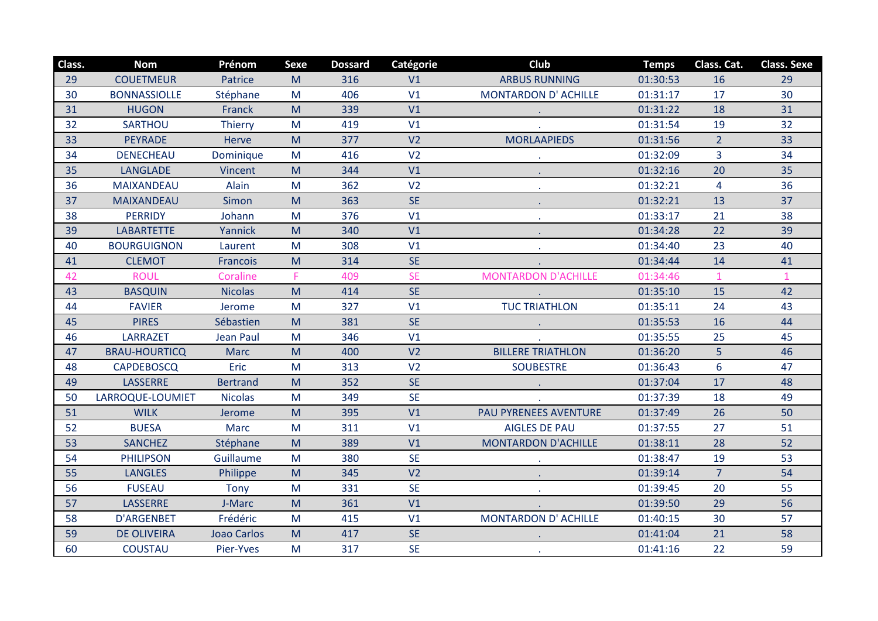| Class. | Nom | Prénom | Sexe | Dossard | Catégorie | Club | Temps | Class. Cat. | Class. Sexe |
|---|---|---|---|---|---|---|---|---|---|
| 29 | COUETMEUR | Patrice | M | 316 | V1 | ARBUS RUNNING | 01:30:53 | 16 | 29 |
| 30 | BONNASSIOLLE | Stéphane | M | 406 | V1 | MONTARDON D' ACHILLE | 01:31:17 | 17 | 30 |
| 31 | HUGON | Franck | M | 339 | V1 | . | 01:31:22 | 18 | 31 |
| 32 | SARTHOU | Thierry | M | 419 | V1 | . | 01:31:54 | 19 | 32 |
| 33 | PEYRADE | Herve | M | 377 | V2 | MORLAAPIEDS | 01:31:56 | 2 | 33 |
| 34 | DENECHEAU | Dominique | M | 416 | V2 | . | 01:32:09 | 3 | 34 |
| 35 | LANGLADE | Vincent | M | 344 | V1 | . | 01:32:16 | 20 | 35 |
| 36 | MAIXANDEAU | Alain | M | 362 | V2 | . | 01:32:21 | 4 | 36 |
| 37 | MAIXANDEAU | Simon | M | 363 | SE | . | 01:32:21 | 13 | 37 |
| 38 | PERRIDY | Johann | M | 376 | V1 | . | 01:33:17 | 21 | 38 |
| 39 | LABARTETTE | Yannick | M | 340 | V1 | . | 01:34:28 | 22 | 39 |
| 40 | BOURGUIGNON | Laurent | M | 308 | V1 | . | 01:34:40 | 23 | 40 |
| 41 | CLEMOT | Francois | M | 314 | SE | . | 01:34:44 | 14 | 41 |
| 42 | ROUL | Coraline | F | 409 | SE | MONTARDON D'ACHILLE | 01:34:46 | 1 | 1 |
| 43 | BASQUIN | Nicolas | M | 414 | SE | . | 01:35:10 | 15 | 42 |
| 44 | FAVIER | Jerome | M | 327 | V1 | TUC TRIATHLON | 01:35:11 | 24 | 43 |
| 45 | PIRES | Sébastien | M | 381 | SE | . | 01:35:53 | 16 | 44 |
| 46 | LARRAZET | Jean Paul | M | 346 | V1 | . | 01:35:55 | 25 | 45 |
| 47 | BRAU-HOURTICQ | Marc | M | 400 | V2 | BILLERE TRIATHLON | 01:36:20 | 5 | 46 |
| 48 | CAPDEBOSCQ | Eric | M | 313 | V2 | SOUBESTRE | 01:36:43 | 6 | 47 |
| 49 | LASSERRE | Bertrand | M | 352 | SE | . | 01:37:04 | 17 | 48 |
| 50 | LARROQUE-LOUMIET | Nicolas | M | 349 | SE | . | 01:37:39 | 18 | 49 |
| 51 | WILK | Jerome | M | 395 | V1 | PAU PYRENEES AVENTURE | 01:37:49 | 26 | 50 |
| 52 | BUESA | Marc | M | 311 | V1 | AIGLES DE PAU | 01:37:55 | 27 | 51 |
| 53 | SANCHEZ | Stéphane | M | 389 | V1 | MONTARDON D'ACHILLE | 01:38:11 | 28 | 52 |
| 54 | PHILIPSON | Guillaume | M | 380 | SE | . | 01:38:47 | 19 | 53 |
| 55 | LANGLES | Philippe | M | 345 | V2 | . | 01:39:14 | 7 | 54 |
| 56 | FUSEAU | Tony | M | 331 | SE | . | 01:39:45 | 20 | 55 |
| 57 | LASSERRE | J-Marc | M | 361 | V1 | . | 01:39:50 | 29 | 56 |
| 58 | D'ARGENBET | Frédéric | M | 415 | V1 | MONTARDON D' ACHILLE | 01:40:15 | 30 | 57 |
| 59 | DE OLIVEIRA | Joao Carlos | M | 417 | SE | . | 01:41:04 | 21 | 58 |
| 60 | COUSTAU | Pier-Yves | M | 317 | SE | . | 01:41:16 | 22 | 59 |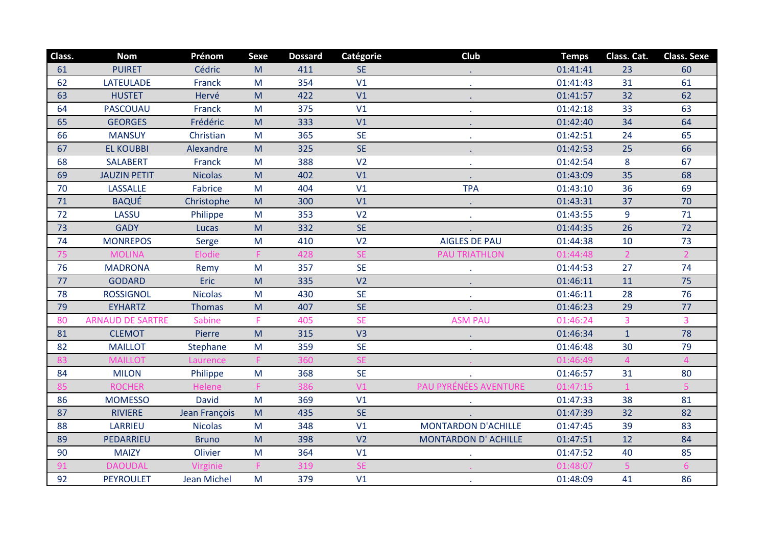| Class. | Nom | Prénom | Sexe | Dossard | Catégorie | Club | Temps | Class. Cat. | Class. Sexe |
|---|---|---|---|---|---|---|---|---|---|
| 61 | PUIRET | Cédric | M | 411 | SE | . | 01:41:41 | 23 | 60 |
| 62 | LATEULADE | Franck | M | 354 | V1 | . | 01:41:43 | 31 | 61 |
| 63 | HUSTET | Hervé | M | 422 | V1 | . | 01:41:57 | 32 | 62 |
| 64 | PASCOUAU | Franck | M | 375 | V1 | . | 01:42:18 | 33 | 63 |
| 65 | GEORGES | Frédéric | M | 333 | V1 | . | 01:42:40 | 34 | 64 |
| 66 | MANSUY | Christian | M | 365 | SE | . | 01:42:51 | 24 | 65 |
| 67 | EL KOUBBI | Alexandre | M | 325 | SE | . | 01:42:53 | 25 | 66 |
| 68 | SALABERT | Franck | M | 388 | V2 | . | 01:42:54 | 8 | 67 |
| 69 | JAUZIN PETIT | Nicolas | M | 402 | V1 | . | 01:43:09 | 35 | 68 |
| 70 | LASSALLE | Fabrice | M | 404 | V1 | TPA | 01:43:10 | 36 | 69 |
| 71 | BAQUÉ | Christophe | M | 300 | V1 | . | 01:43:31 | 37 | 70 |
| 72 | LASSU | Philippe | M | 353 | V2 | . | 01:43:55 | 9 | 71 |
| 73 | GADY | Lucas | M | 332 | SE | . | 01:44:35 | 26 | 72 |
| 74 | MONREPOS | Serge | M | 410 | V2 | AIGLES DE PAU | 01:44:38 | 10 | 73 |
| 75 | MOLINA | Elodie | F | 428 | SE | PAU TRIATHLON | 01:44:48 | 2 | 2 |
| 76 | MADRONA | Remy | M | 357 | SE | . | 01:44:53 | 27 | 74 |
| 77 | GODARD | Eric | M | 335 | V2 | . | 01:46:11 | 11 | 75 |
| 78 | ROSSIGNOL | Nicolas | M | 430 | SE | . | 01:46:11 | 28 | 76 |
| 79 | EYHARTZ | Thomas | M | 407 | SE | . | 01:46:23 | 29 | 77 |
| 80 | ARNAUD DE SARTRE | Sabine | F | 405 | SE | ASM PAU | 01:46:24 | 3 | 3 |
| 81 | CLEMOT | Pierre | M | 315 | V3 | . | 01:46:34 | 1 | 78 |
| 82 | MAILLOT | Stephane | M | 359 | SE | . | 01:46:48 | 30 | 79 |
| 83 | MAILLOT | Laurence | F | 360 | SE | . | 01:46:49 | 4 | 4 |
| 84 | MILON | Philippe | M | 368 | SE | . | 01:46:57 | 31 | 80 |
| 85 | ROCHER | Helene | F | 386 | V1 | PAU PYRÉNÉES AVENTURE | 01:47:15 | 1 | 5 |
| 86 | MOMESSO | David | M | 369 | V1 | . | 01:47:33 | 38 | 81 |
| 87 | RIVIERE | Jean François | M | 435 | SE | . | 01:47:39 | 32 | 82 |
| 88 | LARRIEU | Nicolas | M | 348 | V1 | MONTARDON D'ACHILLE | 01:47:45 | 39 | 83 |
| 89 | PEDARRIEU | Bruno | M | 398 | V2 | MONTARDON D' ACHILLE | 01:47:51 | 12 | 84 |
| 90 | MAIZY | Olivier | M | 364 | V1 | . | 01:47:52 | 40 | 85 |
| 91 | DAOUDAL | Virginie | F | 319 | SE | . | 01:48:07 | 5 | 6 |
| 92 | PEYROULET | Jean Michel | M | 379 | V1 | . | 01:48:09 | 41 | 86 |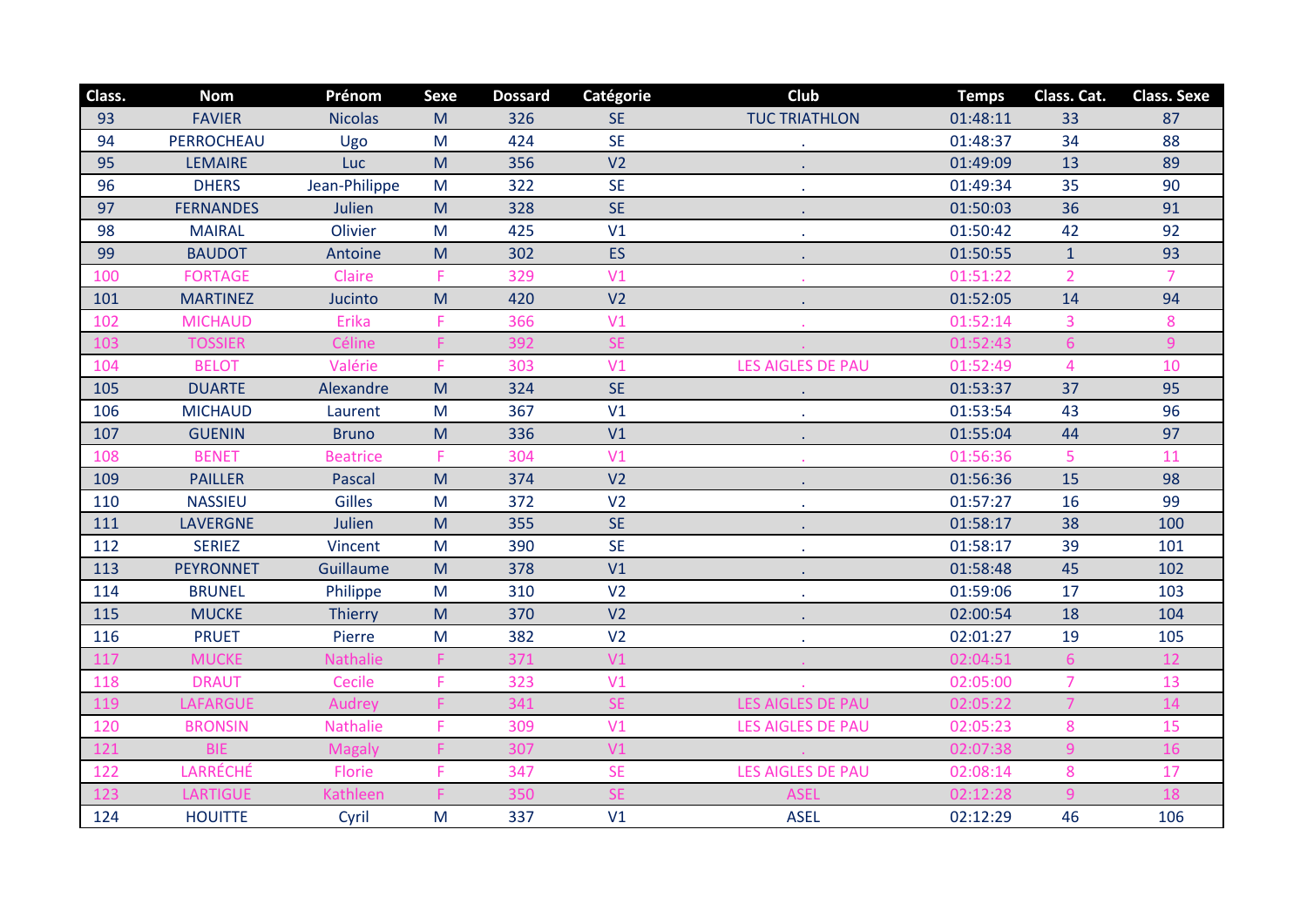| Class. | Nom | Prénom | Sexe | Dossard | Catégorie | Club | Temps | Class. Cat. | Class. Sexe |
|---|---|---|---|---|---|---|---|---|---|
| 93 | FAVIER | Nicolas | M | 326 | SE | TUC TRIATHLON | 01:48:11 | 33 | 87 |
| 94 | PERROCHEAU | Ugo | M | 424 | SE | . | 01:48:37 | 34 | 88 |
| 95 | LEMAIRE | Luc | M | 356 | V2 | . | 01:49:09 | 13 | 89 |
| 96 | DHERS | Jean-Philippe | M | 322 | SE | . | 01:49:34 | 35 | 90 |
| 97 | FERNANDES | Julien | M | 328 | SE | . | 01:50:03 | 36 | 91 |
| 98 | MAIRAL | Olivier | M | 425 | V1 | . | 01:50:42 | 42 | 92 |
| 99 | BAUDOT | Antoine | M | 302 | ES | . | 01:50:55 | 1 | 93 |
| 100 | FORTAGE | Claire | F | 329 | V1 | . | 01:51:22 | 2 | 7 |
| 101 | MARTINEZ | Jucinto | M | 420 | V2 | . | 01:52:05 | 14 | 94 |
| 102 | MICHAUD | Erika | F | 366 | V1 | . | 01:52:14 | 3 | 8 |
| 103 | TOSSIER | Céline | F | 392 | SE | . | 01:52:43 | 6 | 9 |
| 104 | BELOT | Valérie | F | 303 | V1 | LES AIGLES DE PAU | 01:52:49 | 4 | 10 |
| 105 | DUARTE | Alexandre | M | 324 | SE | . | 01:53:37 | 37 | 95 |
| 106 | MICHAUD | Laurent | M | 367 | V1 | . | 01:53:54 | 43 | 96 |
| 107 | GUENIN | Bruno | M | 336 | V1 | . | 01:55:04 | 44 | 97 |
| 108 | BENET | Beatrice | F | 304 | V1 | . | 01:56:36 | 5 | 11 |
| 109 | PAILLER | Pascal | M | 374 | V2 | . | 01:56:36 | 15 | 98 |
| 110 | NASSIEU | Gilles | M | 372 | V2 | . | 01:57:27 | 16 | 99 |
| 111 | LAVERGNE | Julien | M | 355 | SE | . | 01:58:17 | 38 | 100 |
| 112 | SERIEZ | Vincent | M | 390 | SE | . | 01:58:17 | 39 | 101 |
| 113 | PEYRONNET | Guillaume | M | 378 | V1 | . | 01:58:48 | 45 | 102 |
| 114 | BRUNEL | Philippe | M | 310 | V2 | . | 01:59:06 | 17 | 103 |
| 115 | MUCKE | Thierry | M | 370 | V2 | . | 02:00:54 | 18 | 104 |
| 116 | PRUET | Pierre | M | 382 | V2 | . | 02:01:27 | 19 | 105 |
| 117 | MUCKE | Nathalie | F | 371 | V1 | . | 02:04:51 | 6 | 12 |
| 118 | DRAUT | Cecile | F | 323 | V1 | . | 02:05:00 | 7 | 13 |
| 119 | LAFARGUE | Audrey | F | 341 | SE | LES AIGLES DE PAU | 02:05:22 | 7 | 14 |
| 120 | BRONSIN | Nathalie | F | 309 | V1 | LES AIGLES DE PAU | 02:05:23 | 8 | 15 |
| 121 | BIE | Magaly | F | 307 | V1 | . | 02:07:38 | 9 | 16 |
| 122 | LARRÉCHÉ | Florie | F | 347 | SE | LES AIGLES DE PAU | 02:08:14 | 8 | 17 |
| 123 | LARTIGUE | Kathleen | F | 350 | SE | ASEL | 02:12:28 | 9 | 18 |
| 124 | HOUITTE | Cyril | M | 337 | V1 | ASEL | 02:12:29 | 46 | 106 |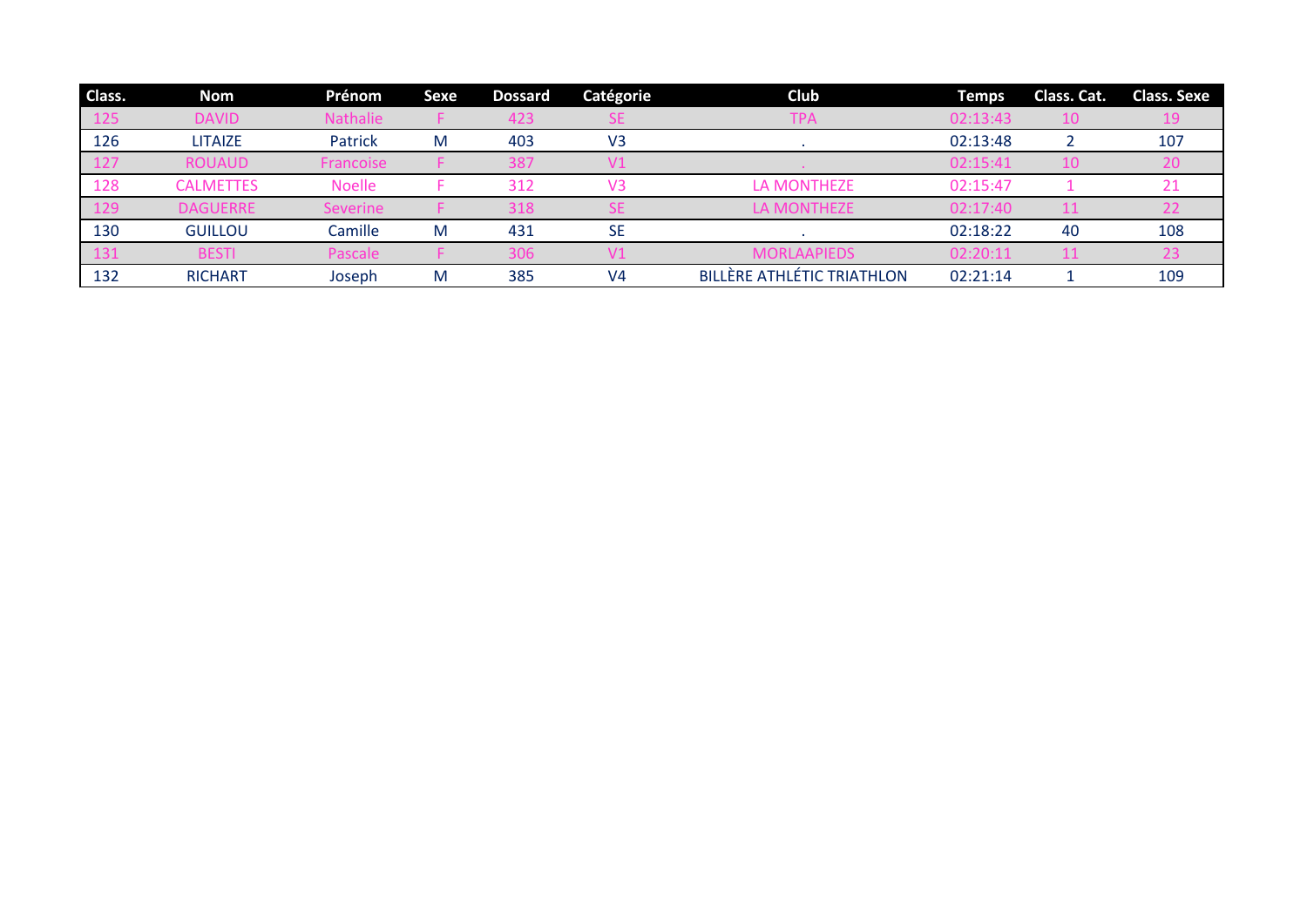| Class. | Nom | Prénom | Sexe | Dossard | Catégorie | Club | Temps | Class. Cat. | Class. Sexe |
|---|---|---|---|---|---|---|---|---|---|
| 125 | DAVID | Nathalie | F | 423 | SE | TPA | 02:13:43 | 10 | 19 |
| 126 | LITAIZE | Patrick | M | 403 | V3 | . | 02:13:48 | 2 | 107 |
| 127 | ROUAUD | Francoise | F | 387 | V1 | . | 02:15:41 | 10 | 20 |
| 128 | CALMETTES | Noelle | F | 312 | V3 | LA MONTHEZE | 02:15:47 | 1 | 21 |
| 129 | DAGUERRE | Severine | F | 318 | SE | LA MONTHEZE | 02:17:40 | 11 | 22 |
| 130 | GUILLOU | Camille | M | 431 | SE | . | 02:18:22 | 40 | 108 |
| 131 | BESTI | Pascale | F | 306 | V1 | MORLAAPIEDS | 02:20:11 | 11 | 23 |
| 132 | RICHART | Joseph | M | 385 | V4 | BILLÈRE ATHLÉTIC TRIATHLON | 02:21:14 | 1 | 109 |